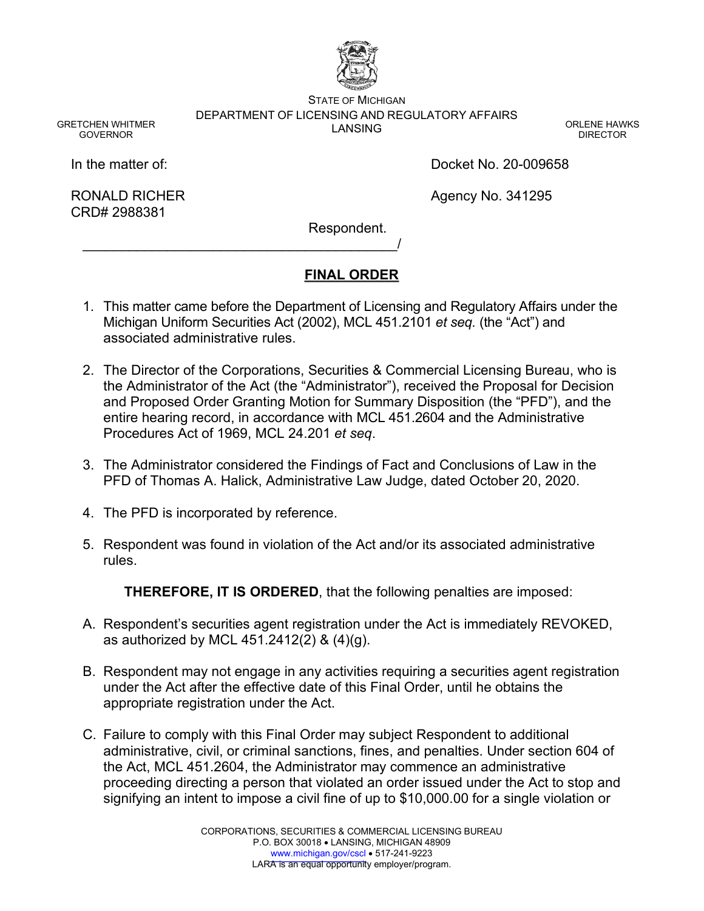STATE OF MICHIGAN
DEPARTMENT OF LICENSING AND REGULATORY AFFAIRS
LANSING

GRETCHEN WHITMER
GOVERNOR

ORLENE HAWKS
DIRECTOR

In the matter of:

RONALD RICHER
CRD# 2988381

Respondent.
_______________________________________/

Docket No. 20-009658

Agency No. 341295

## FINAL ORDER

1. This matter came before the Department of Licensing and Regulatory Affairs under the Michigan Uniform Securities Act (2002), MCL 451.2101 *et seq.* (the "Act") and associated administrative rules.

2. The Director of the Corporations, Securities & Commercial Licensing Bureau, who is the Administrator of the Act (the "Administrator"), received the Proposal for Decision and Proposed Order Granting Motion for Summary Disposition (the "PFD"), and the entire hearing record, in accordance with MCL 451.2604 and the Administrative Procedures Act of 1969, MCL 24.201 *et seq*.

3. The Administrator considered the Findings of Fact and Conclusions of Law in the PFD of Thomas A. Halick, Administrative Law Judge, dated October 20, 2020.

4. The PFD is incorporated by reference.

5. Respondent was found in violation of the Act and/or its associated administrative rules.

**THEREFORE, IT IS ORDERED**, that the following penalties are imposed:

A. Respondent's securities agent registration under the Act is immediately REVOKED, as authorized by MCL 451.2412(2) & (4)(g).

B. Respondent may not engage in any activities requiring a securities agent registration under the Act after the effective date of this Final Order, until he obtains the appropriate registration under the Act.

C. Failure to comply with this Final Order may subject Respondent to additional administrative, civil, or criminal sanctions, fines, and penalties. Under section 604 of the Act, MCL 451.2604, the Administrator may commence an administrative proceeding directing a person that violated an order issued under the Act to stop and signifying an intent to impose a civil fine of up to $10,000.00 for a single violation or

CORPORATIONS, SECURITIES & COMMERCIAL LICENSING BUREAU
P.O. BOX 30018 • LANSING, MICHIGAN 48909
www.michigan.gov/cscl • 517-241-9223
LARA is an equal opportunity employer/program.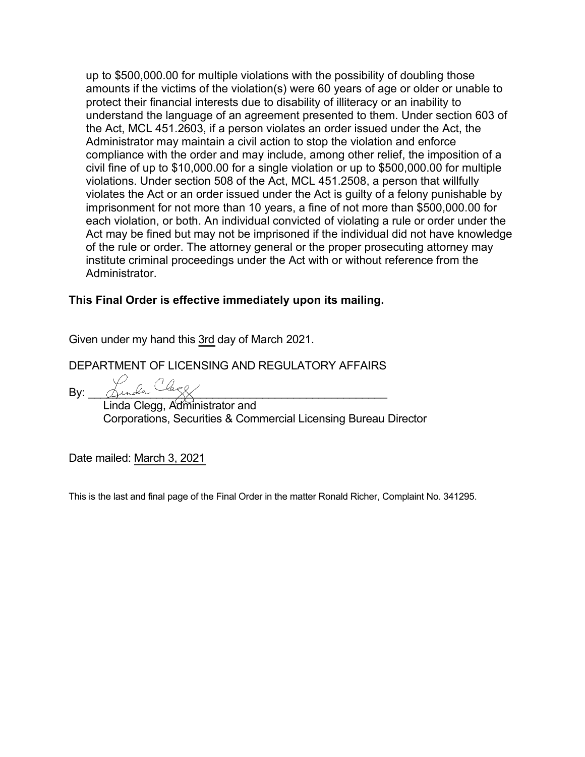up to $500,000.00 for multiple violations with the possibility of doubling those amounts if the victims of the violation(s) were 60 years of age or older or unable to protect their financial interests due to disability of illiteracy or an inability to understand the language of an agreement presented to them. Under section 603 of the Act, MCL 451.2603, if a person violates an order issued under the Act, the Administrator may maintain a civil action to stop the violation and enforce compliance with the order and may include, among other relief, the imposition of a civil fine of up to $10,000.00 for a single violation or up to $500,000.00 for multiple violations. Under section 508 of the Act, MCL 451.2508, a person that willfully violates the Act or an order issued under the Act is guilty of a felony punishable by imprisonment for not more than 10 years, a fine of not more than $500,000.00 for each violation, or both. An individual convicted of violating a rule or order under the Act may be fined but may not be imprisoned if the individual did not have knowledge of the rule or order. The attorney general or the proper prosecuting attorney may institute criminal proceedings under the Act with or without reference from the Administrator.

**This Final Order is effective immediately upon its mailing.**

Given under my hand this 3rd day of March 2021.

DEPARTMENT OF LICENSING AND REGULATORY AFFAIRS

By: ___________________________________________

Linda Clegg, Administrator and
Corporations, Securities & Commercial Licensing Bureau Director

Date mailed: March 3, 2021

This is the last and final page of the Final Order in the matter Ronald Richer, Complaint No. 341295.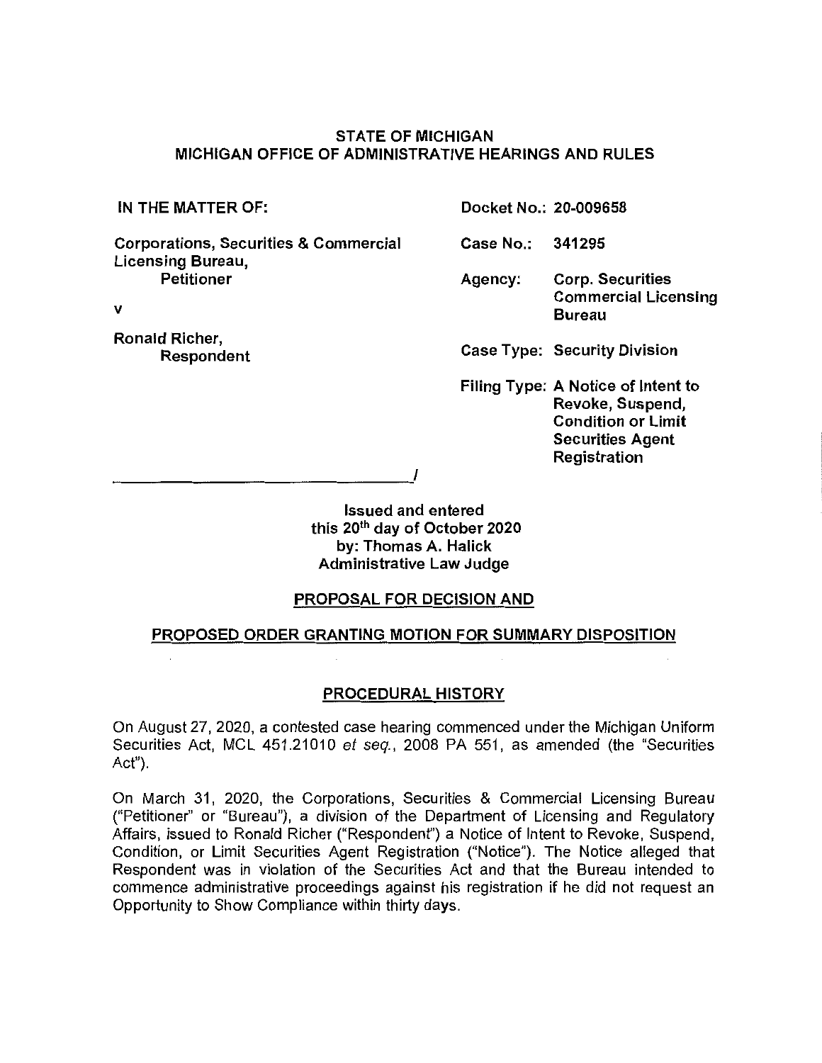**STATE OF MICHIGAN**
**MICHIGAN OFFICE OF ADMINISTRATIVE HEARINGS AND RULES**

| | | |
|---|---|---|
| **IN THE MATTER OF:** | **Docket No.:** | **20-009658** |
| **Corporations, Securities & Commercial Licensing Bureau, Petitioner** | **Case No.:** | **341295** |
| **v** | **Agency:** | **Corp. Securities Commercial Licensing Bureau** |
| **Ronald Richer, Respondent** | **Case Type:** | **Security Division** |
| | **Filing Type:** | **A Notice of Intent to Revoke, Suspend, Condition or Limit Securities Agent Registration** |

**Issued and entered**
**this 20th day of October 2020**
**by: Thomas A. Halick**
**Administrative Law Judge**

## PROPOSAL FOR DECISION AND

## PROPOSED ORDER GRANTING MOTION FOR SUMMARY DISPOSITION

### PROCEDURAL HISTORY

On August 27, 2020, a contested case hearing commenced under the Michigan Uniform Securities Act, MCL 451.21010 *et seq.*, 2008 PA 551, as amended (the "Securities Act").

On March 31, 2020, the Corporations, Securities & Commercial Licensing Bureau ("Petitioner" or "Bureau"), a division of the Department of Licensing and Regulatory Affairs, issued to Ronald Richer ("Respondent") a Notice of Intent to Revoke, Suspend, Condition, or Limit Securities Agent Registration ("Notice"). The Notice alleged that Respondent was in violation of the Securities Act and that the Bureau intended to commence administrative proceedings against his registration if he did not request an Opportunity to Show Compliance within thirty days.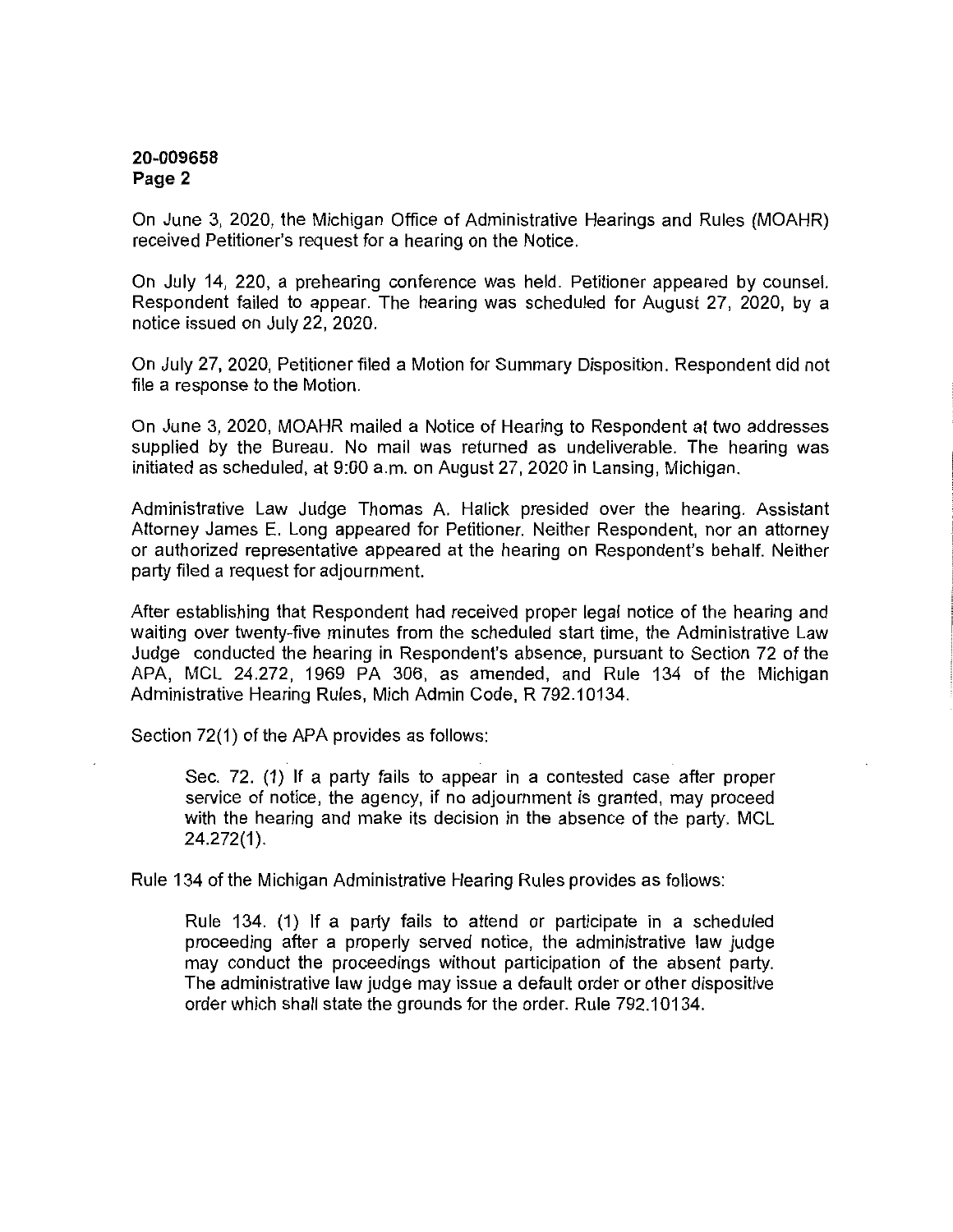On June 3, 2020, the Michigan Office of Administrative Hearings and Rules (MOAHR) received Petitioner's request for a hearing on the Notice.

On July 14, 220, a prehearing conference was held. Petitioner appeared by counsel. Respondent failed to appear. The hearing was scheduled for August 27, 2020, by a notice issued on July 22, 2020.

On July 27, 2020, Petitioner filed a Motion for Summary Disposition. Respondent did not file a response to the Motion.

On June 3, 2020, MOAHR mailed a Notice of Hearing to Respondent at two addresses supplied by the Bureau. No mail was returned as undeliverable. The hearing was initiated as scheduled, at 9:00 a.m. on August 27, 2020 in Lansing, Michigan.

Administrative Law Judge Thomas A. Halick presided over the hearing. Assistant Attorney James E. Long appeared for Petitioner. Neither Respondent, nor an attorney or authorized representative appeared at the hearing on Respondent's behalf. Neither party filed a request for adjournment.

After establishing that Respondent had received proper legal notice of the hearing and waiting over twenty-five minutes from the scheduled start time, the Administrative Law Judge conducted the hearing in Respondent's absence, pursuant to Section 72 of the APA, MCL 24.272, 1969 PA 306, as amended, and Rule 134 of the Michigan Administrative Hearing Rules, Mich Admin Code, R 792.10134.

Section 72(1) of the APA provides as follows:

> Sec. 72. (1) If a party fails to appear in a contested case after proper service of notice, the agency, if no adjournment is granted, may proceed with the hearing and make its decision in the absence of the party. MCL 24.272(1).

Rule 134 of the Michigan Administrative Hearing Rules provides as follows:

> Rule 134. (1) If a party fails to attend or participate in a scheduled proceeding after a properly served notice, the administrative law judge may conduct the proceedings without participation of the absent party. The administrative law judge may issue a default order or other dispositive order which shall state the grounds for the order. Rule 792.10134.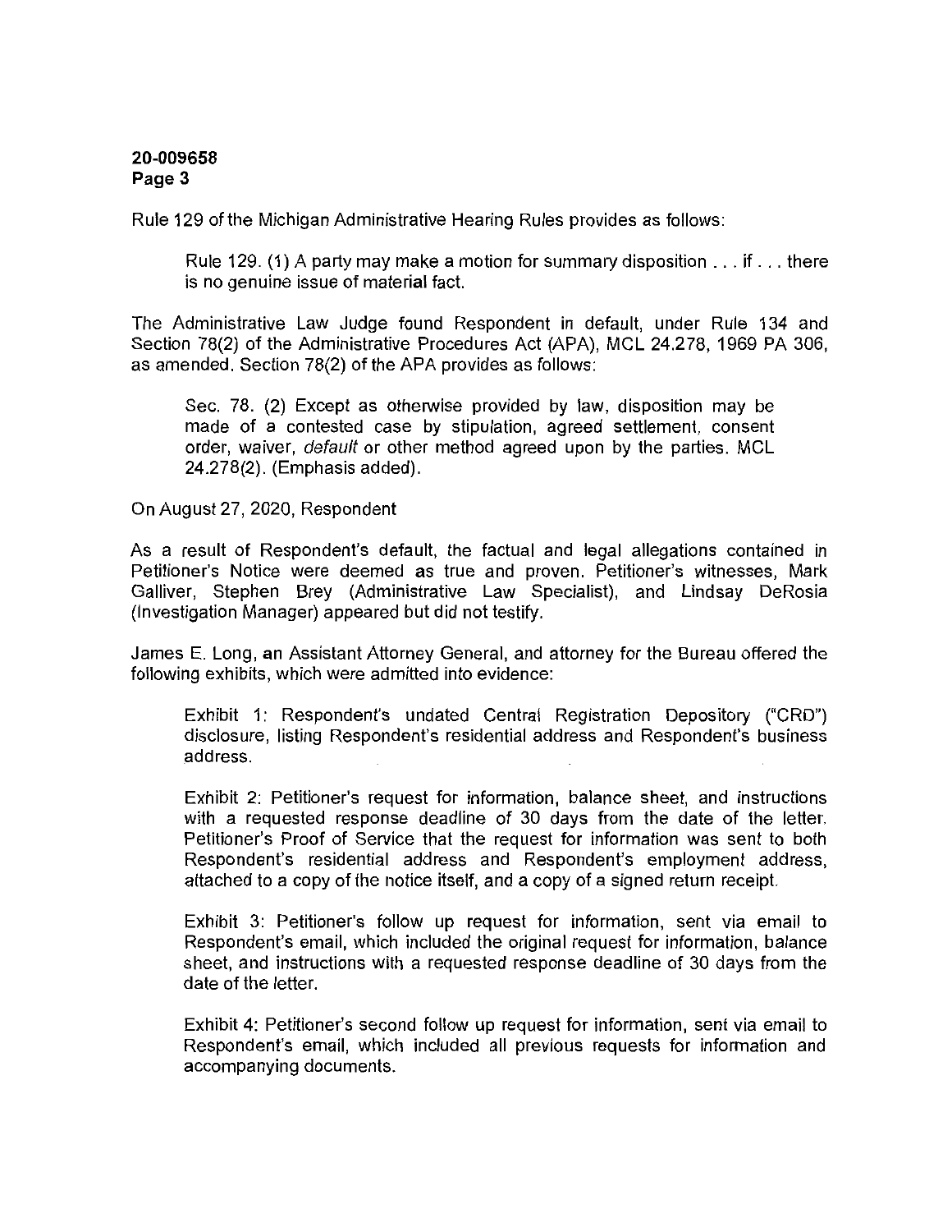Rule 129 of the Michigan Administrative Hearing Rules provides as follows:

> Rule 129. (1) A party may make a motion for summary disposition . . . if . . . there is no genuine issue of material fact.

The Administrative Law Judge found Respondent in default, under Rule 134 and Section 78(2) of the Administrative Procedures Act (APA), MCL 24.278, 1969 PA 306, as amended. Section 78(2) of the APA provides as follows:

> Sec. 78. (2) Except as otherwise provided by law, disposition may be made of a contested case by stipulation, agreed settlement, consent order, waiver, *default* or other method agreed upon by the parties. MCL 24.278(2). (Emphasis added).

On August 27, 2020, Respondent

As a result of Respondent's default, the factual and legal allegations contained in Petitioner's Notice were deemed as true and proven. Petitioner's witnesses, Mark Galliver, Stephen Brey (Administrative Law Specialist), and Lindsay DeRosia (Investigation Manager) appeared but did not testify.

James E. Long, an Assistant Attorney General, and attorney for the Bureau offered the following exhibits, which were admitted into evidence:

> Exhibit 1: Respondent's undated Central Registration Depository ("CRD") disclosure, listing Respondent's residential address and Respondent's business address.
>
> Exhibit 2: Petitioner's request for information, balance sheet, and instructions with a requested response deadline of 30 days from the date of the letter. Petitioner's Proof of Service that the request for information was sent to both Respondent's residential address and Respondent's employment address, attached to a copy of the notice itself, and a copy of a signed return receipt.
>
> Exhibit 3: Petitioner's follow up request for information, sent via email to Respondent's email, which included the original request for information, balance sheet, and instructions with a requested response deadline of 30 days from the date of the letter.
>
> Exhibit 4: Petitioner's second follow up request for information, sent via email to Respondent's email, which included all previous requests for information and accompanying documents.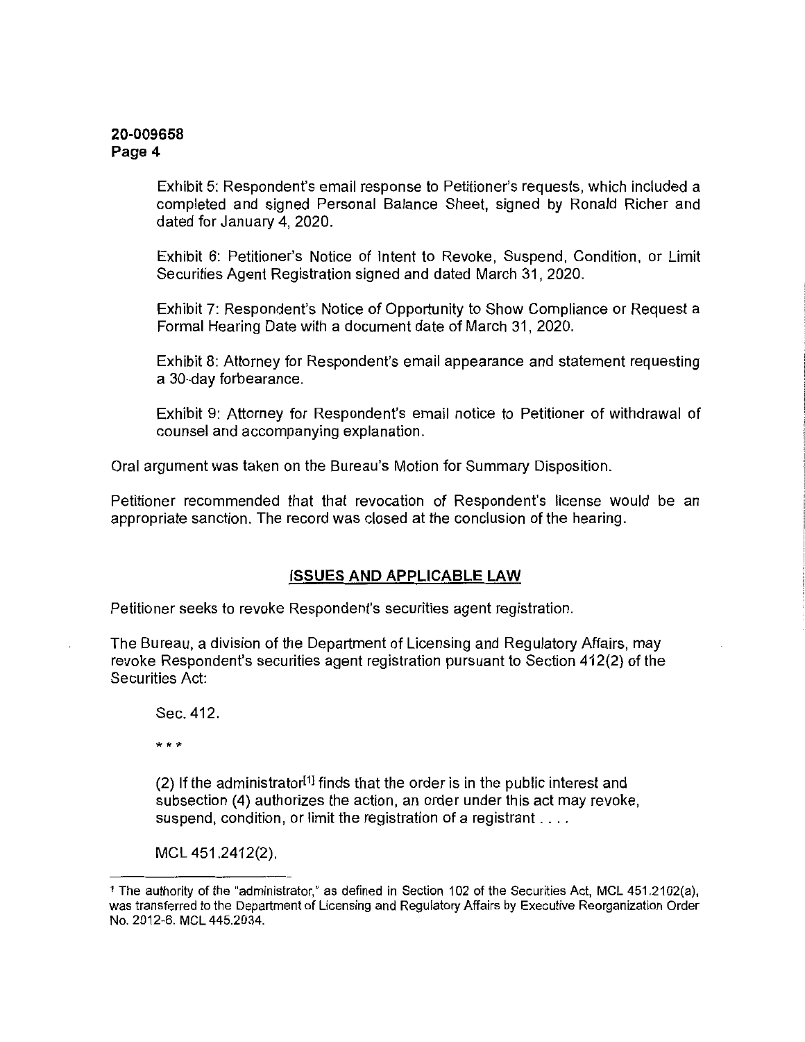Exhibit 5: Respondent's email response to Petitioner's requests, which included a completed and signed Personal Balance Sheet, signed by Ronald Richer and dated for January 4, 2020.

Exhibit 6: Petitioner's Notice of Intent to Revoke, Suspend, Condition, or Limit Securities Agent Registration signed and dated March 31, 2020.

Exhibit 7: Respondent's Notice of Opportunity to Show Compliance or Request a Formal Hearing Date with a document date of March 31, 2020.

Exhibit 8: Attorney for Respondent's email appearance and statement requesting a 30-day forbearance.

Exhibit 9: Attorney for Respondent's email notice to Petitioner of withdrawal of counsel and accompanying explanation.

Oral argument was taken on the Bureau's Motion for Summary Disposition.

Petitioner recommended that that revocation of Respondent's license would be an appropriate sanction. The record was closed at the conclusion of the hearing.

## ISSUES AND APPLICABLE LAW

Petitioner seeks to revoke Respondent's securities agent registration.

The Bureau, a division of the Department of Licensing and Regulatory Affairs, may revoke Respondent's securities agent registration pursuant to Section 412(2) of the Securities Act:

> Sec. 412.
>
> * * *
>
> (2) If the administrator[1] finds that the order is in the public interest and subsection (4) authorizes the action, an order under this act may revoke, suspend, condition, or limit the registration of a registrant . . . .
>
> MCL 451.2412(2).

---

[1] The authority of the "administrator," as defined in Section 102 of the Securities Act, MCL 451.2102(a), was transferred to the Department of Licensing and Regulatory Affairs by Executive Reorganization Order No. 2012-6. MCL 445.2034.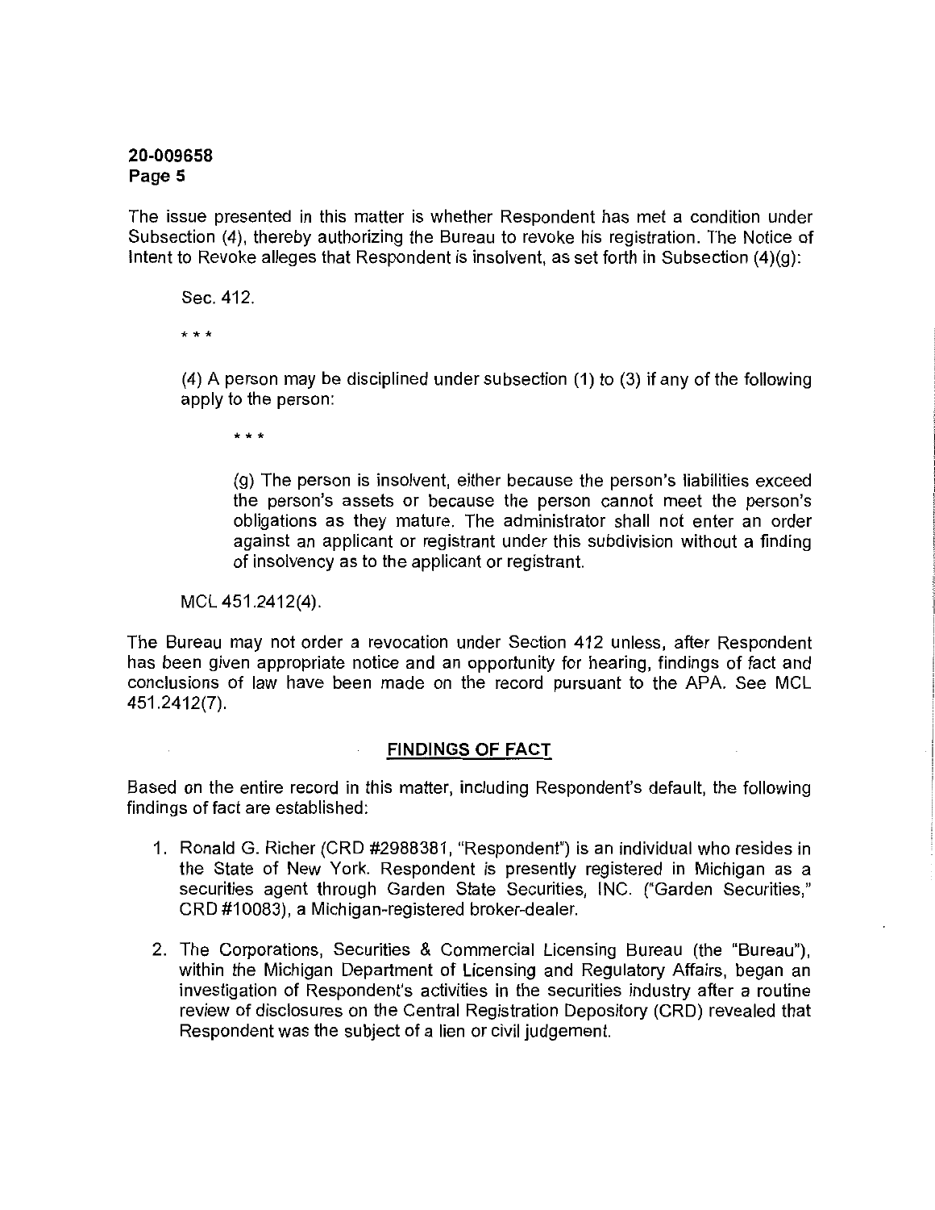The issue presented in this matter is whether Respondent has met a condition under Subsection (4), thereby authorizing the Bureau to revoke his registration. The Notice of Intent to Revoke alleges that Respondent is insolvent, as set forth in Subsection (4)(g):

> Sec. 412.
>
> * * *
>
> (4) A person may be disciplined under subsection (1) to (3) if any of the following apply to the person:
>
> > * * *
> >
> > (g) The person is insolvent, either because the person's liabilities exceed the person's assets or because the person cannot meet the person's obligations as they mature. The administrator shall not enter an order against an applicant or registrant under this subdivision without a finding of insolvency as to the applicant or registrant.
>
> MCL 451.2412(4).

The Bureau may not order a revocation under Section 412 unless, after Respondent has been given appropriate notice and an opportunity for hearing, findings of fact and conclusions of law have been made on the record pursuant to the APA. See MCL 451.2412(7).

## FINDINGS OF FACT

Based on the entire record in this matter, including Respondent's default, the following findings of fact are established:

1. Ronald G. Richer (CRD #2988381, "Respondent") is an individual who resides in the State of New York. Respondent is presently registered in Michigan as a securities agent through Garden State Securities, INC. ("Garden Securities," CRD #10083), a Michigan-registered broker-dealer.

2. The Corporations, Securities & Commercial Licensing Bureau (the "Bureau"), within the Michigan Department of Licensing and Regulatory Affairs, began an investigation of Respondent's activities in the securities industry after a routine review of disclosures on the Central Registration Depository (CRD) revealed that Respondent was the subject of a lien or civil judgement.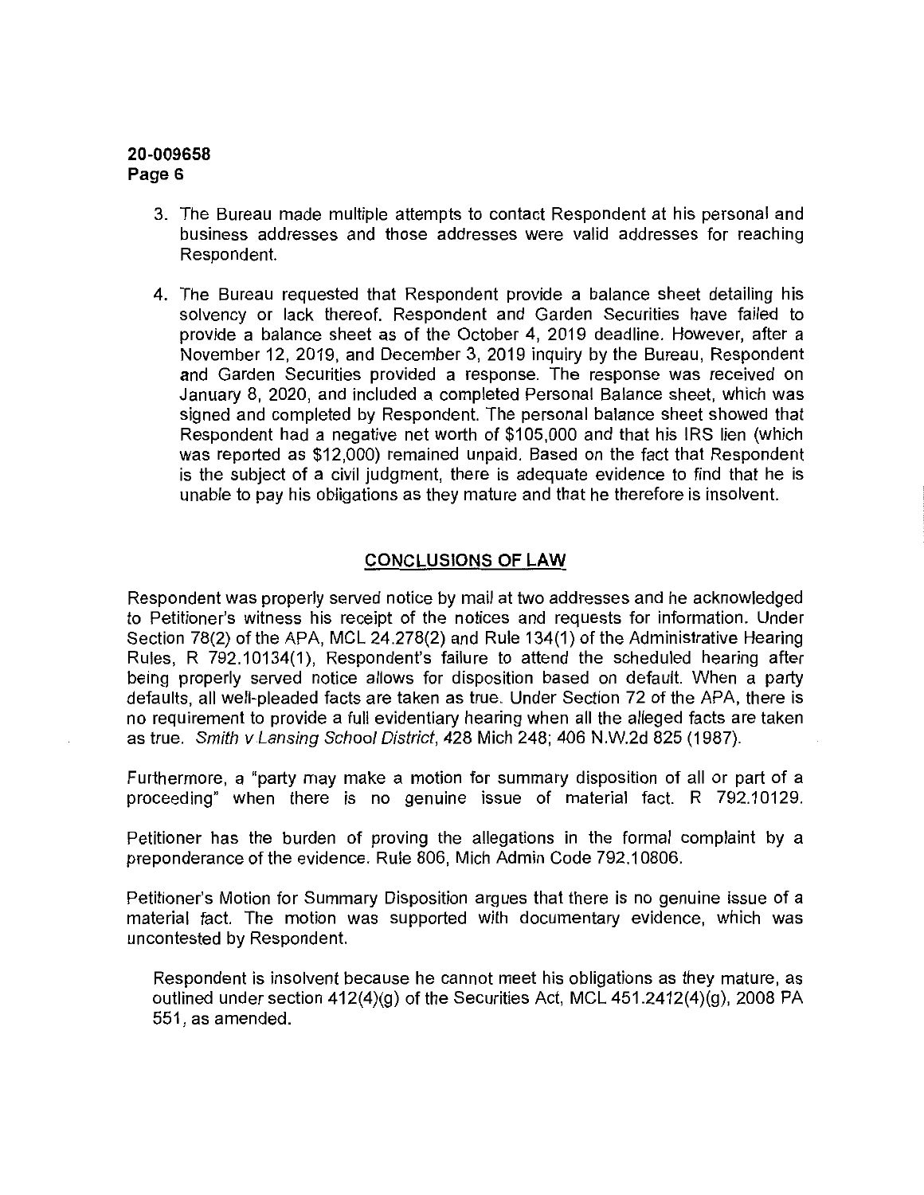3. The Bureau made multiple attempts to contact Respondent at his personal and business addresses and those addresses were valid addresses for reaching Respondent.

4. The Bureau requested that Respondent provide a balance sheet detailing his solvency or lack thereof. Respondent and Garden Securities have failed to provide a balance sheet as of the October 4, 2019 deadline. However, after a November 12, 2019, and December 3, 2019 inquiry by the Bureau, Respondent and Garden Securities provided a response. The response was received on January 8, 2020, and included a completed Personal Balance sheet, which was signed and completed by Respondent. The personal balance sheet showed that Respondent had a negative net worth of $105,000 and that his IRS lien (which was reported as $12,000) remained unpaid. Based on the fact that Respondent is the subject of a civil judgment, there is adequate evidence to find that he is unable to pay his obligations as they mature and that he therefore is insolvent.

## CONCLUSIONS OF LAW

Respondent was properly served notice by mail at two addresses and he acknowledged to Petitioner's witness his receipt of the notices and requests for information. Under Section 78(2) of the APA, MCL 24.278(2) and Rule 134(1) of the Administrative Hearing Rules, R 792.10134(1), Respondent's failure to attend the scheduled hearing after being properly served notice allows for disposition based on default. When a party defaults, all well-pleaded facts are taken as true. Under Section 72 of the APA, there is no requirement to provide a full evidentiary hearing when all the alleged facts are taken as true. *Smith v Lansing School District*, 428 Mich 248; 406 N.W.2d 825 (1987).

Furthermore, a "party may make a motion for summary disposition of all or part of a proceeding" when there is no genuine issue of material fact. R 792.10129.

Petitioner has the burden of proving the allegations in the formal complaint by a preponderance of the evidence. Rule 806, Mich Admin Code 792.10806.

Petitioner's Motion for Summary Disposition argues that there is no genuine issue of a material fact. The motion was supported with documentary evidence, which was uncontested by Respondent.

> Respondent is insolvent because he cannot meet his obligations as they mature, as outlined under section 412(4)(g) of the Securities Act, MCL 451.2412(4)(g), 2008 PA 551, as amended.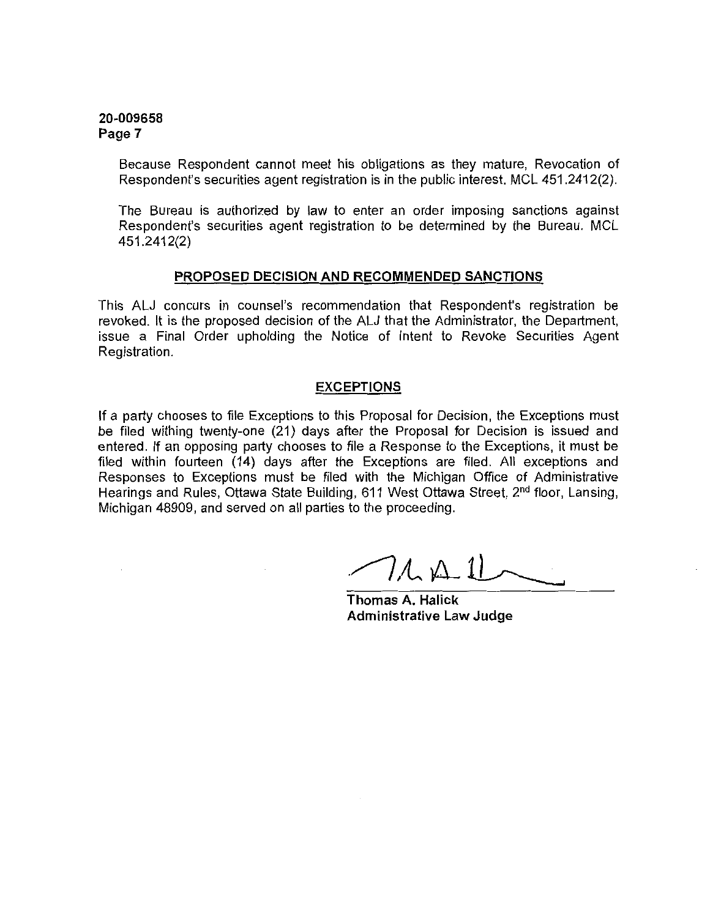Because Respondent cannot meet his obligations as they mature, Revocation of Respondent's securities agent registration is in the public interest. MCL 451.2412(2).

The Bureau is authorized by law to enter an order imposing sanctions against Respondent's securities agent registration to be determined by the Bureau. MCL 451.2412(2)

## PROPOSED DECISION AND RECOMMENDED SANCTIONS

This ALJ concurs in counsel's recommendation that Respondent's registration be revoked. It is the proposed decision of the ALJ that the Administrator, the Department, issue a Final Order upholding the Notice of Intent to Revoke Securities Agent Registration.

## EXCEPTIONS

If a party chooses to file Exceptions to this Proposal for Decision, the Exceptions must be filed withing twenty-one (21) days after the Proposal for Decision is issued and entered. If an opposing party chooses to file a Response to the Exceptions, it must be filed within fourteen (14) days after the Exceptions are filed. All exceptions and Responses to Exceptions must be filed with the Michigan Office of Administrative Hearings and Rules, Ottawa State Building, 611 West Ottawa Street, 2nd floor, Lansing, Michigan 48909, and served on all parties to the proceeding.

**Thomas A. Halick**
**Administrative Law Judge**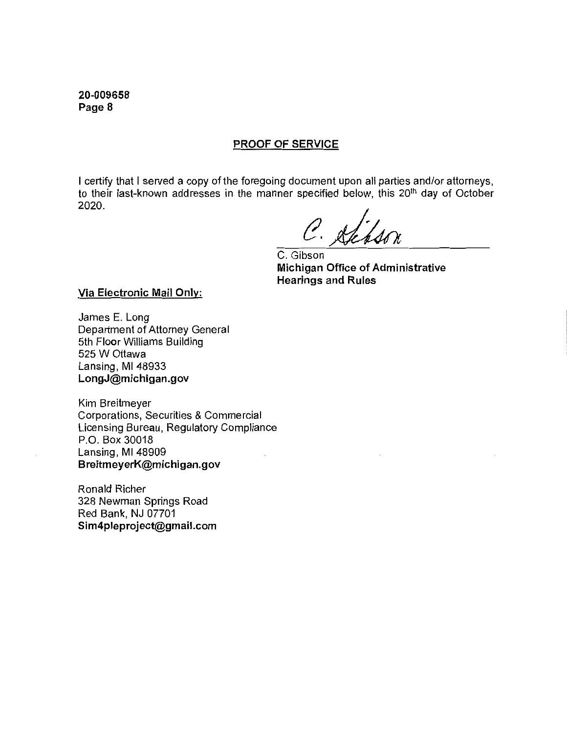20-009658

## PROOF OF SERVICE

I certify that I served a copy of the foregoing document upon all parties and/or attorneys, to their last-known addresses in the manner specified below, this 20th day of October 2020.

C. Gibson

C. Gibson
**Michigan Office of Administrative Hearings and Rules**

**Via Electronic Mail Only:**

James E. Long
Department of Attorney General
5th Floor Williams Building
525 W Ottawa
Lansing, MI 48933
**LongJ@michigan.gov**

Kim Breitmeyer
Corporations, Securities & Commercial Licensing Bureau, Regulatory Compliance
P.O. Box 30018
Lansing, MI 48909
**BreitmeyerK@michigan.gov**

Ronald Richer
328 Newman Springs Road
Red Bank, NJ 07701
**Sim4pleproject@gmail.com**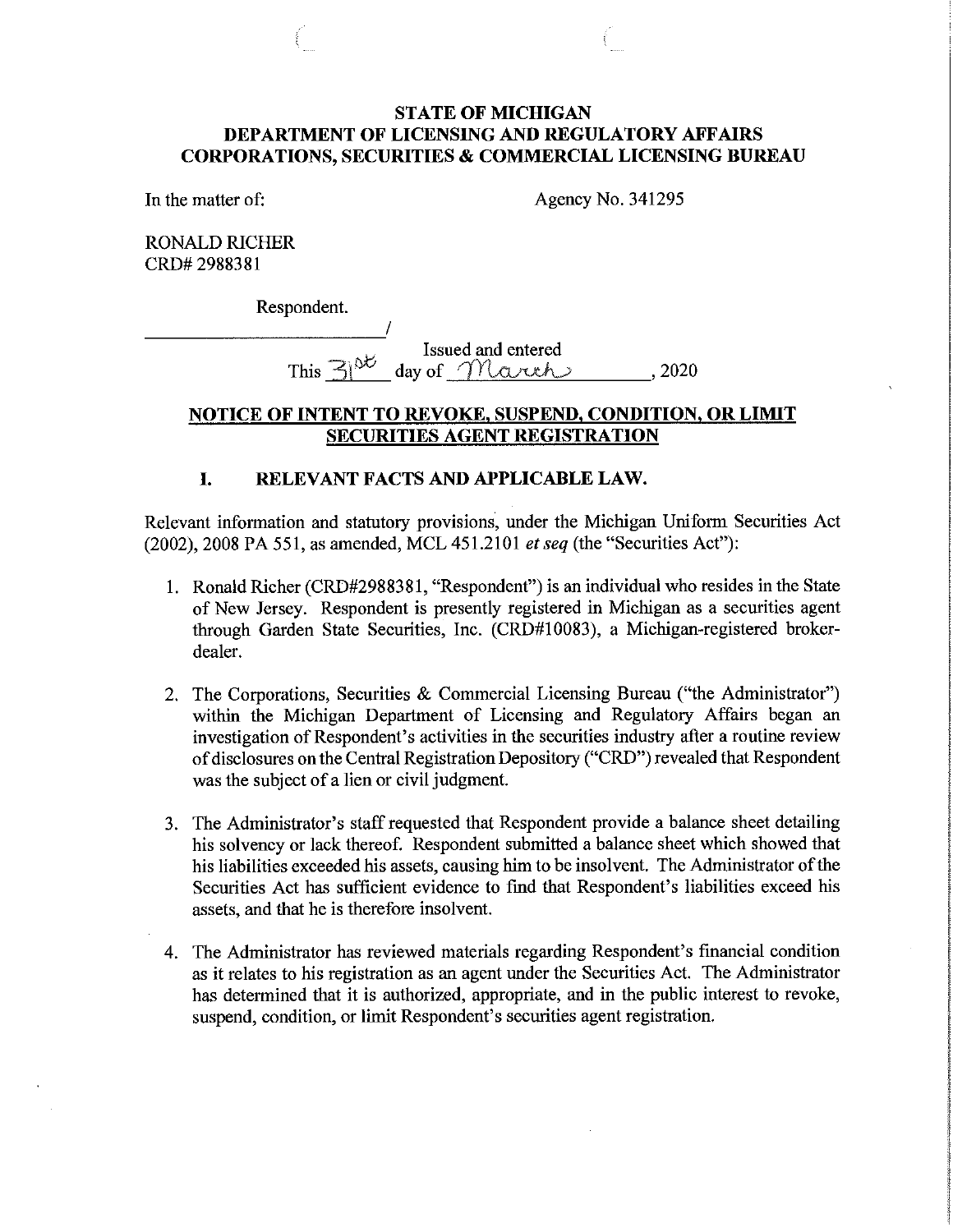**STATE OF MICHIGAN**
**DEPARTMENT OF LICENSING AND REGULATORY AFFAIRS**
**CORPORATIONS, SECURITIES & COMMERCIAL LICENSING BUREAU**

In the matter of: Agency No. 341295

RONALD RICHER
CRD# 2988381

Respondent.
_______________________/

Issued and entered
This 31st day of March, 2020

## NOTICE OF INTENT TO REVOKE, SUSPEND, CONDITION, OR LIMIT SECURITIES AGENT REGISTRATION

### I. RELEVANT FACTS AND APPLICABLE LAW.

Relevant information and statutory provisions, under the Michigan Uniform Securities Act (2002), 2008 PA 551, as amended, MCL 451.2101 *et seq* (the "Securities Act"):

1. Ronald Richer (CRD#2988381, "Respondent") is an individual who resides in the State of New Jersey. Respondent is presently registered in Michigan as a securities agent through Garden State Securities, Inc. (CRD#10083), a Michigan-registered broker-dealer.

2. The Corporations, Securities & Commercial Licensing Bureau ("the Administrator") within the Michigan Department of Licensing and Regulatory Affairs began an investigation of Respondent's activities in the securities industry after a routine review of disclosures on the Central Registration Depository ("CRD") revealed that Respondent was the subject of a lien or civil judgment.

3. The Administrator's staff requested that Respondent provide a balance sheet detailing his solvency or lack thereof. Respondent submitted a balance sheet which showed that his liabilities exceeded his assets, causing him to be insolvent. The Administrator of the Securities Act has sufficient evidence to find that Respondent's liabilities exceed his assets, and that he is therefore insolvent.

4. The Administrator has reviewed materials regarding Respondent's financial condition as it relates to his registration as an agent under the Securities Act. The Administrator has determined that it is authorized, appropriate, and in the public interest to revoke, suspend, condition, or limit Respondent's securities agent registration.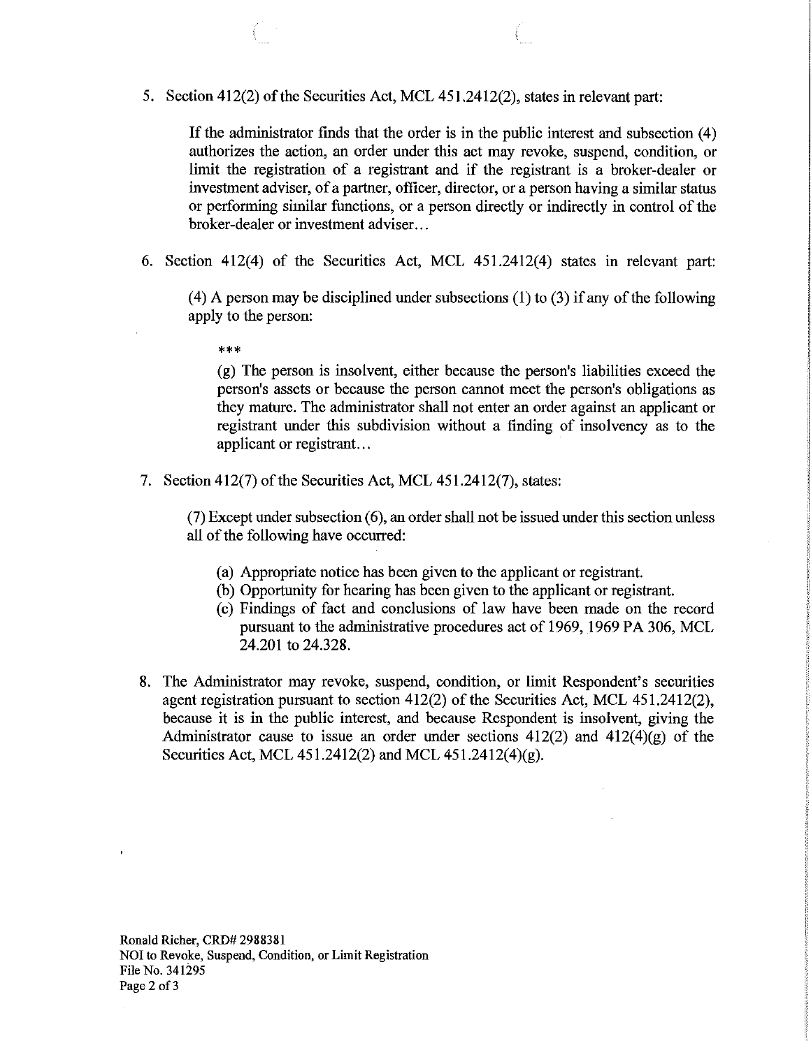5. Section 412(2) of the Securities Act, MCL 451.2412(2), states in relevant part:

   If the administrator finds that the order is in the public interest and subsection (4) authorizes the action, an order under this act may revoke, suspend, condition, or limit the registration of a registrant and if the registrant is a broker-dealer or investment adviser, of a partner, officer, director, or a person having a similar status or performing similar functions, or a person directly or indirectly in control of the broker-dealer or investment adviser...

6. Section 412(4) of the Securities Act, MCL 451.2412(4) states in relevant part:

   (4) A person may be disciplined under subsections (1) to (3) if any of the following apply to the person:

   ***

   (g) The person is insolvent, either because the person's liabilities exceed the person's assets or because the person cannot meet the person's obligations as they mature. The administrator shall not enter an order against an applicant or registrant under this subdivision without a finding of insolvency as to the applicant or registrant...

7. Section 412(7) of the Securities Act, MCL 451.2412(7), states:

   (7) Except under subsection (6), an order shall not be issued under this section unless all of the following have occurred:

   (a) Appropriate notice has been given to the applicant or registrant.
   (b) Opportunity for hearing has been given to the applicant or registrant.
   (c) Findings of fact and conclusions of law have been made on the record pursuant to the administrative procedures act of 1969, 1969 PA 306, MCL 24.201 to 24.328.

8. The Administrator may revoke, suspend, condition, or limit Respondent's securities agent registration pursuant to section 412(2) of the Securities Act, MCL 451.2412(2), because it is in the public interest, and because Respondent is insolvent, giving the Administrator cause to issue an order under sections 412(2) and 412(4)(g) of the Securities Act, MCL 451.2412(2) and MCL 451.2412(4)(g).

Ronald Richer, CRD# 2988381
NOI to Revoke, Suspend, Condition, or Limit Registration
File No. 341295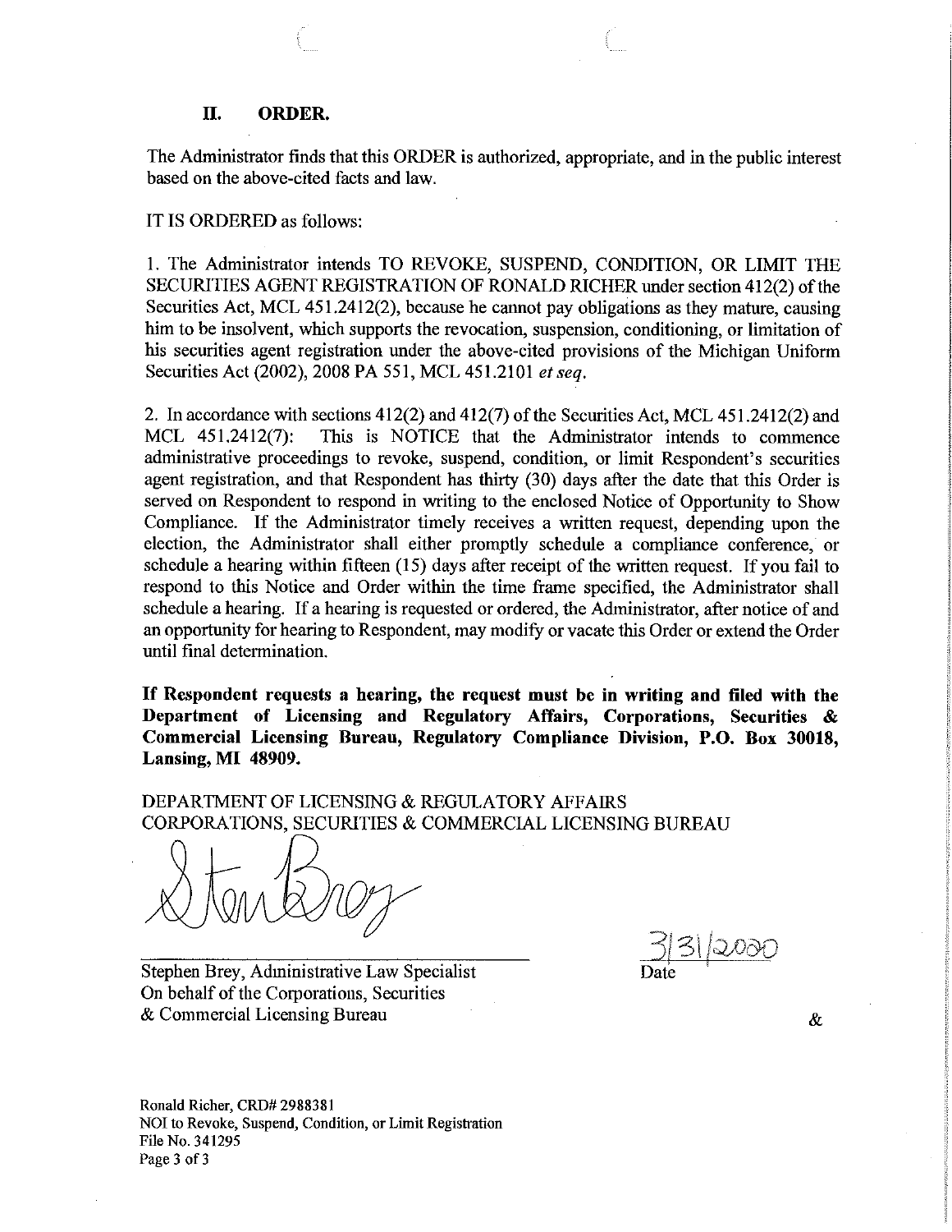## II. ORDER.

The Administrator finds that this ORDER is authorized, appropriate, and in the public interest based on the above-cited facts and law.

IT IS ORDERED as follows:

1. The Administrator intends TO REVOKE, SUSPEND, CONDITION, OR LIMIT THE SECURITIES AGENT REGISTRATION OF RONALD RICHER under section 412(2) of the Securities Act, MCL 451.2412(2), because he cannot pay obligations as they mature, causing him to be insolvent, which supports the revocation, suspension, conditioning, or limitation of his securities agent registration under the above-cited provisions of the Michigan Uniform Securities Act (2002), 2008 PA 551, MCL 451.2101 *et seq.*

2. In accordance with sections 412(2) and 412(7) of the Securities Act, MCL 451.2412(2) and MCL 451.2412(7): This is NOTICE that the Administrator intends to commence administrative proceedings to revoke, suspend, condition, or limit Respondent's securities agent registration, and that Respondent has thirty (30) days after the date that this Order is served on Respondent to respond in writing to the enclosed Notice of Opportunity to Show Compliance. If the Administrator timely receives a written request, depending upon the election, the Administrator shall either promptly schedule a compliance conference, or schedule a hearing within fifteen (15) days after receipt of the written request. If you fail to respond to this Notice and Order within the time frame specified, the Administrator shall schedule a hearing. If a hearing is requested or ordered, the Administrator, after notice of and an opportunity for hearing to Respondent, may modify or vacate this Order or extend the Order until final determination.

**If Respondent requests a hearing, the request must be in writing and filed with the Department of Licensing and Regulatory Affairs, Corporations, Securities & Commercial Licensing Bureau, Regulatory Compliance Division, P.O. Box 30018, Lansing, MI 48909.**

DEPARTMENT OF LICENSING & REGULATORY AFFAIRS
CORPORATIONS, SECURITIES & COMMERCIAL LICENSING BUREAU

Stephen Brey, Administrative Law Specialist
On behalf of the Corporations, Securities
& Commercial Licensing Bureau

3/31/2020
Date

&

Ronald Richer, CRD# 2988381
NOI to Revoke, Suspend, Condition, or Limit Registration
File No. 341295